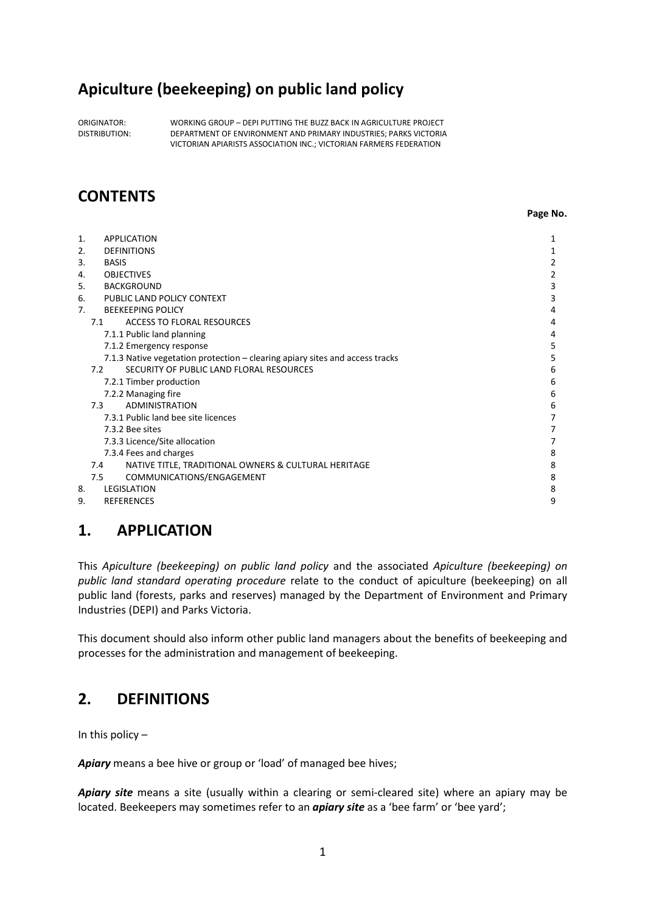# Apiculture (beekeeping) on public land policy

ORIGINATOR: WORKING GROUP – DEPI PUTTING THE BUZZ BACK IN AGRICULTURE PROJECT
DISTRIBUTION: DEPARTMENT OF ENVIRONMENT AND PRIMARY INDUSTRIES; PARKS VICTORIA
VICTORIAN APIARISTS ASSOCIATION INC.; VICTORIAN FARMERS FEDERATION

## CONTENTS

| | | Page No. |
|---|---|---|
| 1. | APPLICATION | 1 |
| 2. | DEFINITIONS | 1 |
| 3. | BASIS | 2 |
| 4. | OBJECTIVES | 2 |
| 5. | BACKGROUND | 3 |
| 6. | PUBLIC LAND POLICY CONTEXT | 3 |
| 7. | BEEKEEPING POLICY | 4 |
| 7.1 | ACCESS TO FLORAL RESOURCES | 4 |
| | 7.1.1 Public land planning | 4 |
| | 7.1.2 Emergency response | 5 |
| | 7.1.3 Native vegetation protection – clearing apiary sites and access tracks | 5 |
| 7.2 | SECURITY OF PUBLIC LAND FLORAL RESOURCES | 6 |
| | 7.2.1 Timber production | 6 |
| | 7.2.2 Managing fire | 6 |
| 7.3 | ADMINISTRATION | 6 |
| | 7.3.1 Public land bee site licences | 7 |
| | 7.3.2 Bee sites | 7 |
| | 7.3.3 Licence/Site allocation | 7 |
| | 7.3.4 Fees and charges | 8 |
| 7.4 | NATIVE TITLE, TRADITIONAL OWNERS & CULTURAL HERITAGE | 8 |
| 7.5 | COMMUNICATIONS/ENGAGEMENT | 8 |
| 8. | LEGISLATION | 8 |
| 9. | REFERENCES | 9 |

## 1. APPLICATION

This *Apiculture (beekeeping) on public land policy* and the associated *Apiculture (beekeeping) on public land standard operating procedure* relate to the conduct of apiculture (beekeeping) on all public land (forests, parks and reserves) managed by the Department of Environment and Primary Industries (DEPI) and Parks Victoria.

This document should also inform other public land managers about the benefits of beekeeping and processes for the administration and management of beekeeping.

## 2. DEFINITIONS

In this policy –

***Apiary*** means a bee hive or group or 'load' of managed bee hives;

***Apiary site*** means a site (usually within a clearing or semi-cleared site) where an apiary may be located. Beekeepers may sometimes refer to an ***apiary site*** as a 'bee farm' or 'bee yard';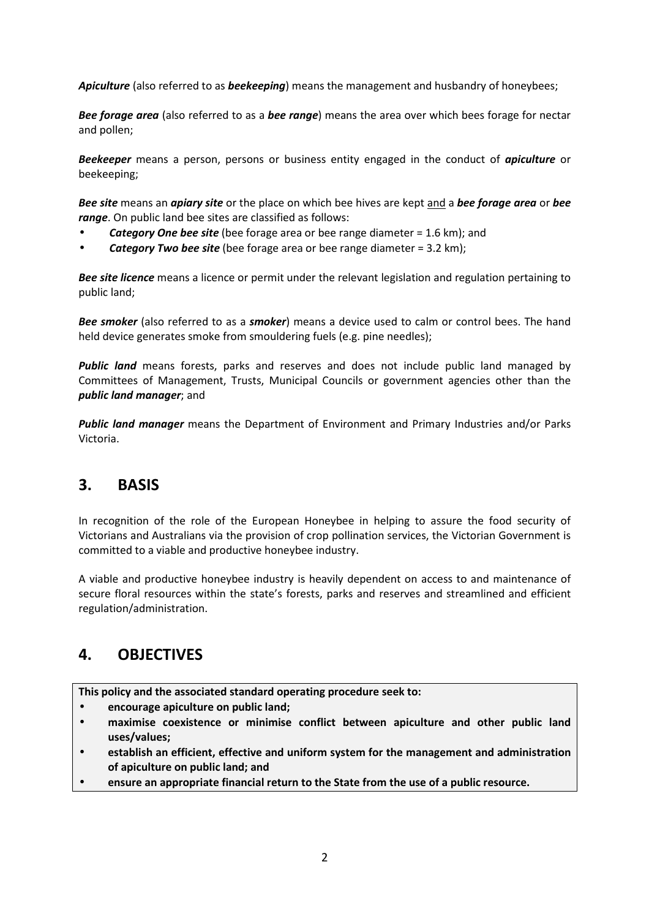***Apiculture*** (also referred to as ***beekeeping***) means the management and husbandry of honeybees;

***Bee forage area*** (also referred to as a ***bee range***) means the area over which bees forage for nectar and pollen;

***Beekeeper*** means a person, persons or business entity engaged in the conduct of ***apiculture*** or beekeeping;

***Bee site*** means an ***apiary site*** or the place on which bee hives are kept and a ***bee forage area*** or ***bee range***. On public land bee sites are classified as follows:

- ***Category One bee site*** (bee forage area or bee range diameter = 1.6 km); and
- ***Category Two bee site*** (bee forage area or bee range diameter = 3.2 km);

***Bee site licence*** means a licence or permit under the relevant legislation and regulation pertaining to public land;

***Bee smoker*** (also referred to as a ***smoker***) means a device used to calm or control bees. The hand held device generates smoke from smouldering fuels (e.g. pine needles);

***Public land*** means forests, parks and reserves and does not include public land managed by Committees of Management, Trusts, Municipal Councils or government agencies other than the ***public land manager***; and

***Public land manager*** means the Department of Environment and Primary Industries and/or Parks Victoria.

## 3. BASIS

In recognition of the role of the European Honeybee in helping to assure the food security of Victorians and Australians via the provision of crop pollination services, the Victorian Government is committed to a viable and productive honeybee industry.

A viable and productive honeybee industry is heavily dependent on access to and maintenance of secure floral resources within the state's forests, parks and reserves and streamlined and efficient regulation/administration.

## 4. OBJECTIVES

**This policy and the associated standard operating procedure seek to:**

- **encourage apiculture on public land;**
- **maximise coexistence or minimise conflict between apiculture and other public land uses/values;**
- **establish an efficient, effective and uniform system for the management and administration of apiculture on public land; and**
- **ensure an appropriate financial return to the State from the use of a public resource.**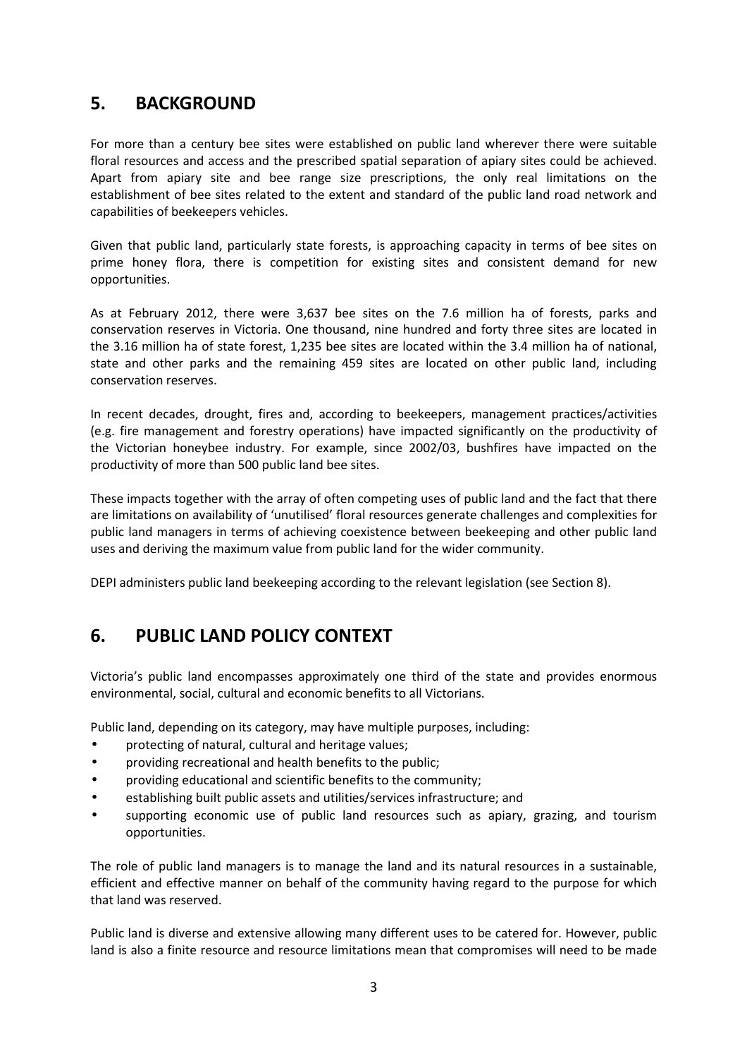## 5. BACKGROUND

For more than a century bee sites were established on public land wherever there were suitable floral resources and access and the prescribed spatial separation of apiary sites could be achieved. Apart from apiary site and bee range size prescriptions, the only real limitations on the establishment of bee sites related to the extent and standard of the public land road network and capabilities of beekeepers vehicles.

Given that public land, particularly state forests, is approaching capacity in terms of bee sites on prime honey flora, there is competition for existing sites and consistent demand for new opportunities.

As at February 2012, there were 3,637 bee sites on the 7.6 million ha of forests, parks and conservation reserves in Victoria. One thousand, nine hundred and forty three sites are located in the 3.16 million ha of state forest, 1,235 bee sites are located within the 3.4 million ha of national, state and other parks and the remaining 459 sites are located on other public land, including conservation reserves.

In recent decades, drought, fires and, according to beekeepers, management practices/activities (e.g. fire management and forestry operations) have impacted significantly on the productivity of the Victorian honeybee industry. For example, since 2002/03, bushfires have impacted on the productivity of more than 500 public land bee sites.

These impacts together with the array of often competing uses of public land and the fact that there are limitations on availability of 'unutilised' floral resources generate challenges and complexities for public land managers in terms of achieving coexistence between beekeeping and other public land uses and deriving the maximum value from public land for the wider community.

DEPI administers public land beekeeping according to the relevant legislation (see Section 8).

## 6. PUBLIC LAND POLICY CONTEXT

Victoria's public land encompasses approximately one third of the state and provides enormous environmental, social, cultural and economic benefits to all Victorians.

Public land, depending on its category, may have multiple purposes, including:

- protecting of natural, cultural and heritage values;
- providing recreational and health benefits to the public;
- providing educational and scientific benefits to the community;
- establishing built public assets and utilities/services infrastructure; and
- supporting economic use of public land resources such as apiary, grazing, and tourism opportunities.

The role of public land managers is to manage the land and its natural resources in a sustainable, efficient and effective manner on behalf of the community having regard to the purpose for which that land was reserved.

Public land is diverse and extensive allowing many different uses to be catered for. However, public land is also a finite resource and resource limitations mean that compromises will need to be made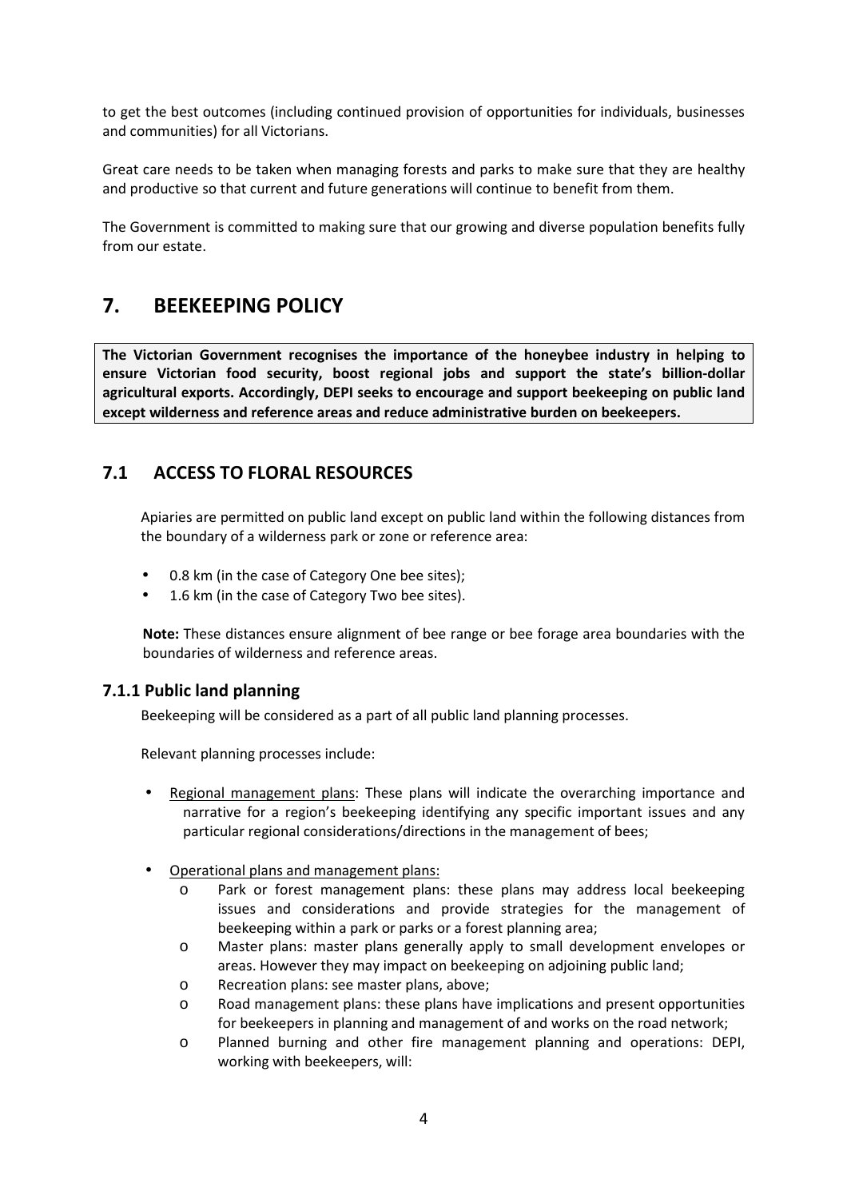to get the best outcomes (including continued provision of opportunities for individuals, businesses and communities) for all Victorians.

Great care needs to be taken when managing forests and parks to make sure that they are healthy and productive so that current and future generations will continue to benefit from them.

The Government is committed to making sure that our growing and diverse population benefits fully from our estate.

# 7. BEEKEEPING POLICY

**The Victorian Government recognises the importance of the honeybee industry in helping to ensure Victorian food security, boost regional jobs and support the state's billion-dollar agricultural exports. Accordingly, DEPI seeks to encourage and support beekeeping on public land except wilderness and reference areas and reduce administrative burden on beekeepers.**

## 7.1 ACCESS TO FLORAL RESOURCES

Apiaries are permitted on public land except on public land within the following distances from the boundary of a wilderness park or zone or reference area:

- 0.8 km (in the case of Category One bee sites);
- 1.6 km (in the case of Category Two bee sites).

**Note:** These distances ensure alignment of bee range or bee forage area boundaries with the boundaries of wilderness and reference areas.

### 7.1.1 Public land planning

Beekeeping will be considered as a part of all public land planning processes.

Relevant planning processes include:

- Regional management plans: These plans will indicate the overarching importance and narrative for a region's beekeeping identifying any specific important issues and any particular regional considerations/directions in the management of bees;
- Operational plans and management plans:
  - Park or forest management plans: these plans may address local beekeeping issues and considerations and provide strategies for the management of beekeeping within a park or parks or a forest planning area;
  - Master plans: master plans generally apply to small development envelopes or areas. However they may impact on beekeeping on adjoining public land;
  - Recreation plans: see master plans, above;
  - Road management plans: these plans have implications and present opportunities for beekeepers in planning and management of and works on the road network;
  - Planned burning and other fire management planning and operations: DEPI, working with beekeepers, will: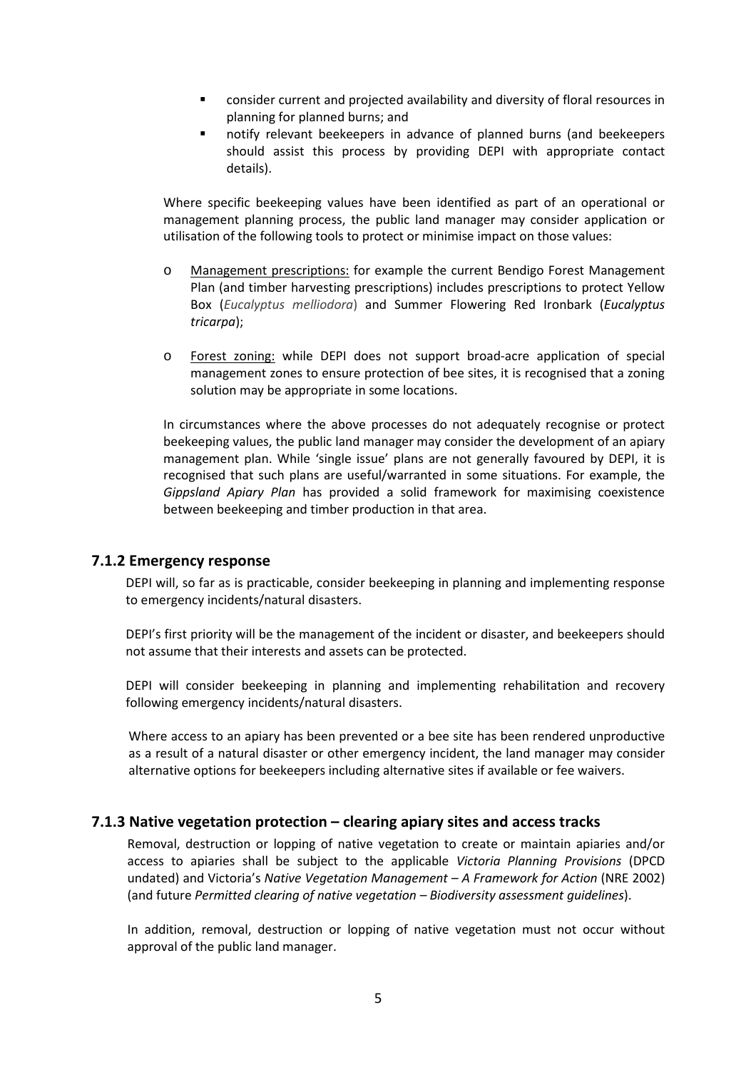- consider current and projected availability and diversity of floral resources in planning for planned burns; and
- notify relevant beekeepers in advance of planned burns (and beekeepers should assist this process by providing DEPI with appropriate contact details).

Where specific beekeeping values have been identified as part of an operational or management planning process, the public land manager may consider application or utilisation of the following tools to protect or minimise impact on those values:

- Management prescriptions: for example the current Bendigo Forest Management Plan (and timber harvesting prescriptions) includes prescriptions to protect Yellow Box (*Eucalyptus melliodora*) and Summer Flowering Red Ironbark (*Eucalyptus tricarpa*);

- Forest zoning: while DEPI does not support broad-acre application of special management zones to ensure protection of bee sites, it is recognised that a zoning solution may be appropriate in some locations.

In circumstances where the above processes do not adequately recognise or protect beekeeping values, the public land manager may consider the development of an apiary management plan. While 'single issue' plans are not generally favoured by DEPI, it is recognised that such plans are useful/warranted in some situations. For example, the *Gippsland Apiary Plan* has provided a solid framework for maximising coexistence between beekeeping and timber production in that area.

### 7.1.2 Emergency response

DEPI will, so far as is practicable, consider beekeeping in planning and implementing response to emergency incidents/natural disasters.

DEPI's first priority will be the management of the incident or disaster, and beekeepers should not assume that their interests and assets can be protected.

DEPI will consider beekeeping in planning and implementing rehabilitation and recovery following emergency incidents/natural disasters.

Where access to an apiary has been prevented or a bee site has been rendered unproductive as a result of a natural disaster or other emergency incident, the land manager may consider alternative options for beekeepers including alternative sites if available or fee waivers.

### 7.1.3 Native vegetation protection – clearing apiary sites and access tracks

Removal, destruction or lopping of native vegetation to create or maintain apiaries and/or access to apiaries shall be subject to the applicable *Victoria Planning Provisions* (DPCD undated) and Victoria's *Native Vegetation Management – A Framework for Action* (NRE 2002) (and future *Permitted clearing of native vegetation – Biodiversity assessment guidelines*).

In addition, removal, destruction or lopping of native vegetation must not occur without approval of the public land manager.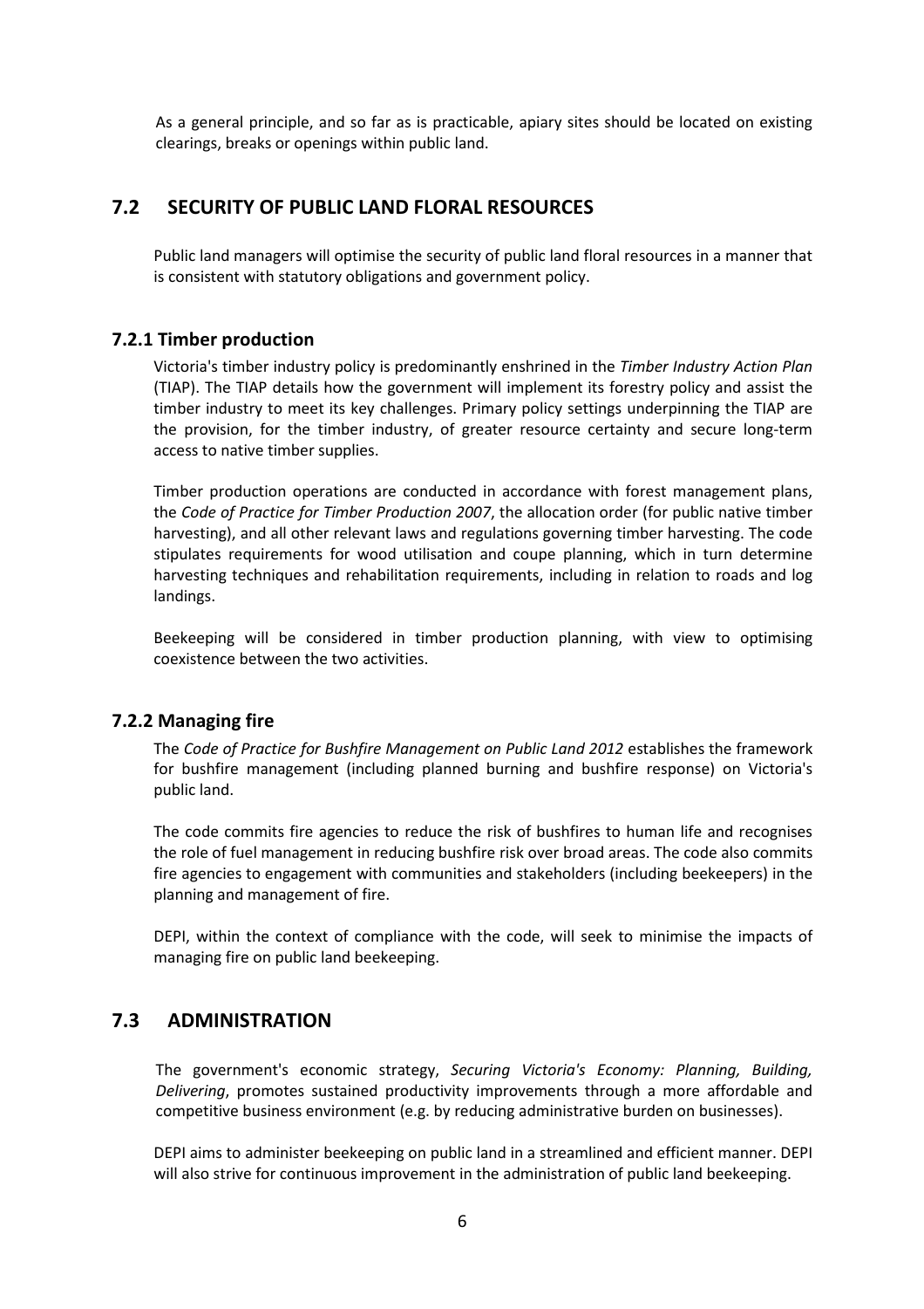As a general principle, and so far as is practicable, apiary sites should be located on existing clearings, breaks or openings within public land.

## 7.2 SECURITY OF PUBLIC LAND FLORAL RESOURCES

Public land managers will optimise the security of public land floral resources in a manner that is consistent with statutory obligations and government policy.

### 7.2.1 Timber production

Victoria's timber industry policy is predominantly enshrined in the *Timber Industry Action Plan* (TIAP). The TIAP details how the government will implement its forestry policy and assist the timber industry to meet its key challenges. Primary policy settings underpinning the TIAP are the provision, for the timber industry, of greater resource certainty and secure long-term access to native timber supplies.

Timber production operations are conducted in accordance with forest management plans, the *Code of Practice for Timber Production 2007*, the allocation order (for public native timber harvesting), and all other relevant laws and regulations governing timber harvesting. The code stipulates requirements for wood utilisation and coupe planning, which in turn determine harvesting techniques and rehabilitation requirements, including in relation to roads and log landings.

Beekeeping will be considered in timber production planning, with view to optimising coexistence between the two activities.

### 7.2.2 Managing fire

The *Code of Practice for Bushfire Management on Public Land 2012* establishes the framework for bushfire management (including planned burning and bushfire response) on Victoria's public land.

The code commits fire agencies to reduce the risk of bushfires to human life and recognises the role of fuel management in reducing bushfire risk over broad areas. The code also commits fire agencies to engagement with communities and stakeholders (including beekeepers) in the planning and management of fire.

DEPI, within the context of compliance with the code, will seek to minimise the impacts of managing fire on public land beekeeping.

## 7.3 ADMINISTRATION

The government's economic strategy, *Securing Victoria's Economy: Planning, Building, Delivering*, promotes sustained productivity improvements through a more affordable and competitive business environment (e.g. by reducing administrative burden on businesses).

DEPI aims to administer beekeeping on public land in a streamlined and efficient manner. DEPI will also strive for continuous improvement in the administration of public land beekeeping.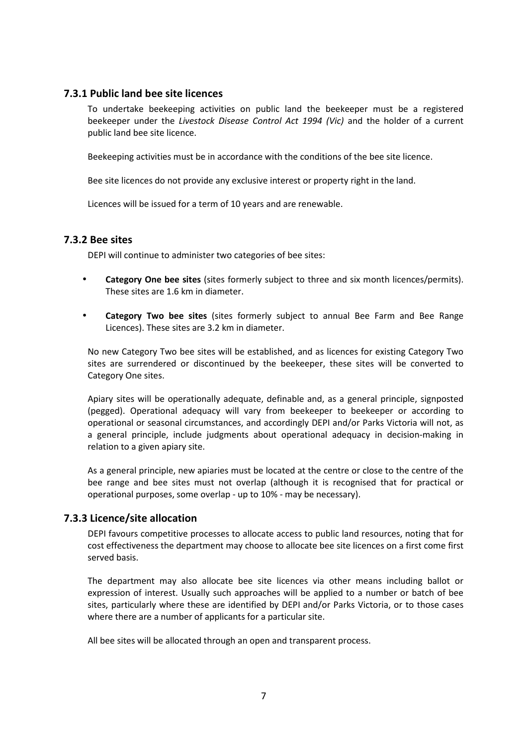### 7.3.1 Public land bee site licences

To undertake beekeeping activities on public land the beekeeper must be a registered beekeeper under the *Livestock Disease Control Act 1994 (Vic)* and the holder of a current public land bee site licence.

Beekeeping activities must be in accordance with the conditions of the bee site licence.

Bee site licences do not provide any exclusive interest or property right in the land.

Licences will be issued for a term of 10 years and are renewable.

### 7.3.2 Bee sites

DEPI will continue to administer two categories of bee sites:

- **Category One bee sites** (sites formerly subject to three and six month licences/permits). These sites are 1.6 km in diameter.
- **Category Two bee sites** (sites formerly subject to annual Bee Farm and Bee Range Licences). These sites are 3.2 km in diameter.

No new Category Two bee sites will be established, and as licences for existing Category Two sites are surrendered or discontinued by the beekeeper, these sites will be converted to Category One sites.

Apiary sites will be operationally adequate, definable and, as a general principle, signposted (pegged). Operational adequacy will vary from beekeeper to beekeeper or according to operational or seasonal circumstances, and accordingly DEPI and/or Parks Victoria will not, as a general principle, include judgments about operational adequacy in decision-making in relation to a given apiary site.

As a general principle, new apiaries must be located at the centre or close to the centre of the bee range and bee sites must not overlap (although it is recognised that for practical or operational purposes, some overlap - up to 10% - may be necessary).

### 7.3.3 Licence/site allocation

DEPI favours competitive processes to allocate access to public land resources, noting that for cost effectiveness the department may choose to allocate bee site licences on a first come first served basis.

The department may also allocate bee site licences via other means including ballot or expression of interest. Usually such approaches will be applied to a number or batch of bee sites, particularly where these are identified by DEPI and/or Parks Victoria, or to those cases where there are a number of applicants for a particular site.

All bee sites will be allocated through an open and transparent process.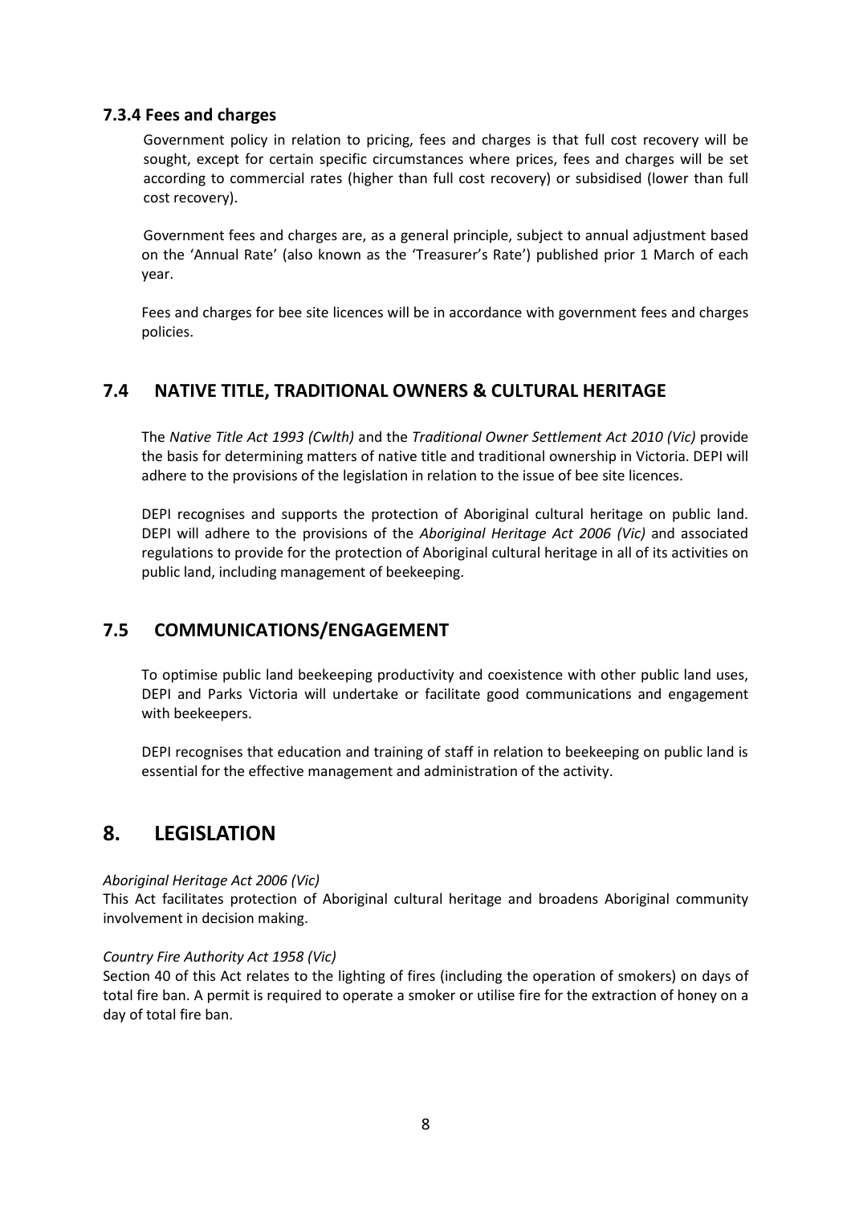### 7.3.4 Fees and charges

Government policy in relation to pricing, fees and charges is that full cost recovery will be sought, except for certain specific circumstances where prices, fees and charges will be set according to commercial rates (higher than full cost recovery) or subsidised (lower than full cost recovery).

Government fees and charges are, as a general principle, subject to annual adjustment based on the 'Annual Rate' (also known as the 'Treasurer's Rate') published prior 1 March of each year.

Fees and charges for bee site licences will be in accordance with government fees and charges policies.

## 7.4 NATIVE TITLE, TRADITIONAL OWNERS & CULTURAL HERITAGE

The *Native Title Act 1993 (Cwlth)* and the *Traditional Owner Settlement Act 2010 (Vic)* provide the basis for determining matters of native title and traditional ownership in Victoria. DEPI will adhere to the provisions of the legislation in relation to the issue of bee site licences.

DEPI recognises and supports the protection of Aboriginal cultural heritage on public land. DEPI will adhere to the provisions of the *Aboriginal Heritage Act 2006 (Vic)* and associated regulations to provide for the protection of Aboriginal cultural heritage in all of its activities on public land, including management of beekeeping.

## 7.5 COMMUNICATIONS/ENGAGEMENT

To optimise public land beekeeping productivity and coexistence with other public land uses, DEPI and Parks Victoria will undertake or facilitate good communications and engagement with beekeepers.

DEPI recognises that education and training of staff in relation to beekeeping on public land is essential for the effective management and administration of the activity.

# 8. LEGISLATION

*Aboriginal Heritage Act 2006 (Vic)*
This Act facilitates protection of Aboriginal cultural heritage and broadens Aboriginal community involvement in decision making.

*Country Fire Authority Act 1958 (Vic)*
Section 40 of this Act relates to the lighting of fires (including the operation of smokers) on days of total fire ban. A permit is required to operate a smoker or utilise fire for the extraction of honey on a day of total fire ban.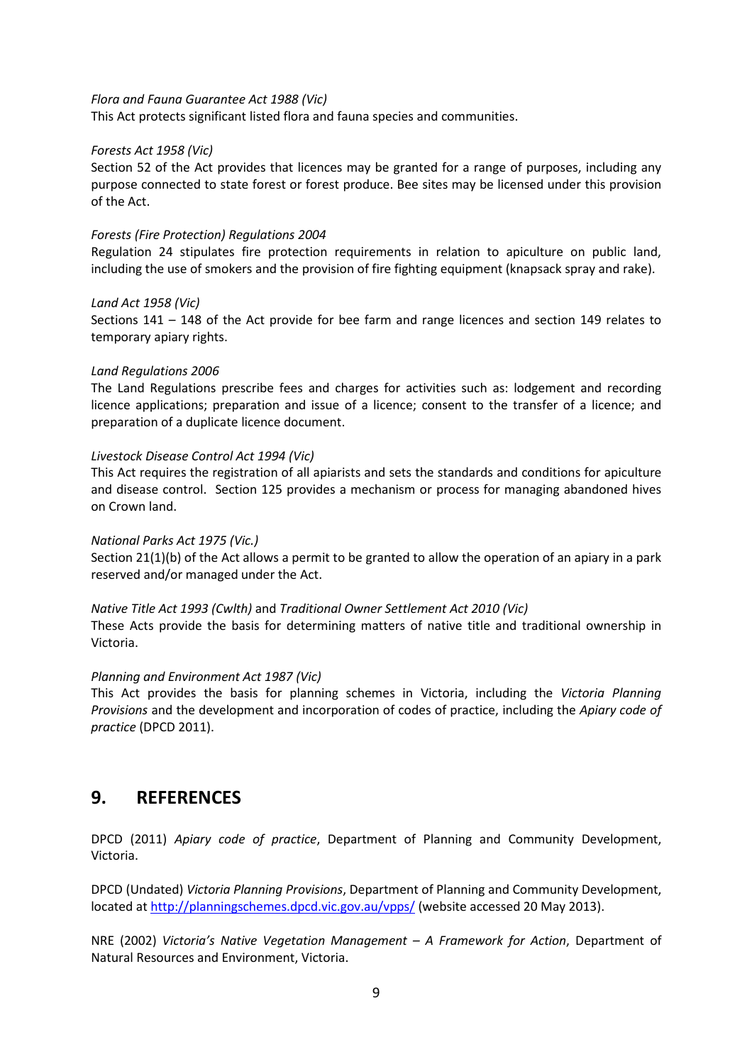*Flora and Fauna Guarantee Act 1988 (Vic)*
This Act protects significant listed flora and fauna species and communities.

*Forests Act 1958 (Vic)*
Section 52 of the Act provides that licences may be granted for a range of purposes, including any purpose connected to state forest or forest produce. Bee sites may be licensed under this provision of the Act.

*Forests (Fire Protection) Regulations 2004*
Regulation 24 stipulates fire protection requirements in relation to apiculture on public land, including the use of smokers and the provision of fire fighting equipment (knapsack spray and rake).

*Land Act 1958 (Vic)*
Sections 141 – 148 of the Act provide for bee farm and range licences and section 149 relates to temporary apiary rights.

*Land Regulations 2006*
The Land Regulations prescribe fees and charges for activities such as: lodgement and recording licence applications; preparation and issue of a licence; consent to the transfer of a licence; and preparation of a duplicate licence document.

*Livestock Disease Control Act 1994 (Vic)*
This Act requires the registration of all apiarists and sets the standards and conditions for apiculture and disease control. Section 125 provides a mechanism or process for managing abandoned hives on Crown land.

*National Parks Act 1975 (Vic.)*
Section 21(1)(b) of the Act allows a permit to be granted to allow the operation of an apiary in a park reserved and/or managed under the Act.

*Native Title Act 1993 (Cwlth)* and *Traditional Owner Settlement Act 2010 (Vic)*
These Acts provide the basis for determining matters of native title and traditional ownership in Victoria.

*Planning and Environment Act 1987 (Vic)*
This Act provides the basis for planning schemes in Victoria, including the *Victoria Planning Provisions* and the development and incorporation of codes of practice, including the *Apiary code of practice* (DPCD 2011).

## 9. REFERENCES

DPCD (2011) *Apiary code of practice*, Department of Planning and Community Development, Victoria.

DPCD (Undated) *Victoria Planning Provisions*, Department of Planning and Community Development, located at http://planningschemes.dpcd.vic.gov.au/vpps/ (website accessed 20 May 2013).

NRE (2002) *Victoria's Native Vegetation Management – A Framework for Action*, Department of Natural Resources and Environment, Victoria.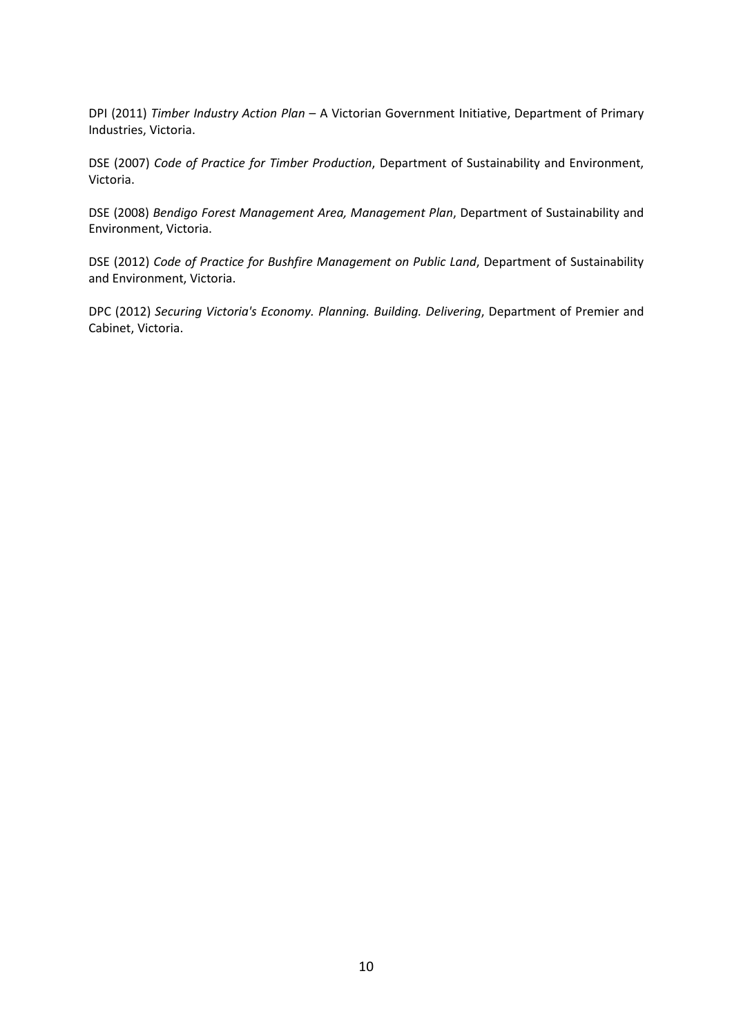DPI (2011) *Timber Industry Action Plan* – A Victorian Government Initiative, Department of Primary Industries, Victoria.

DSE (2007) *Code of Practice for Timber Production*, Department of Sustainability and Environment, Victoria.

DSE (2008) *Bendigo Forest Management Area, Management Plan*, Department of Sustainability and Environment, Victoria.

DSE (2012) *Code of Practice for Bushfire Management on Public Land*, Department of Sustainability and Environment, Victoria.

DPC (2012) *Securing Victoria's Economy. Planning. Building. Delivering*, Department of Premier and Cabinet, Victoria.